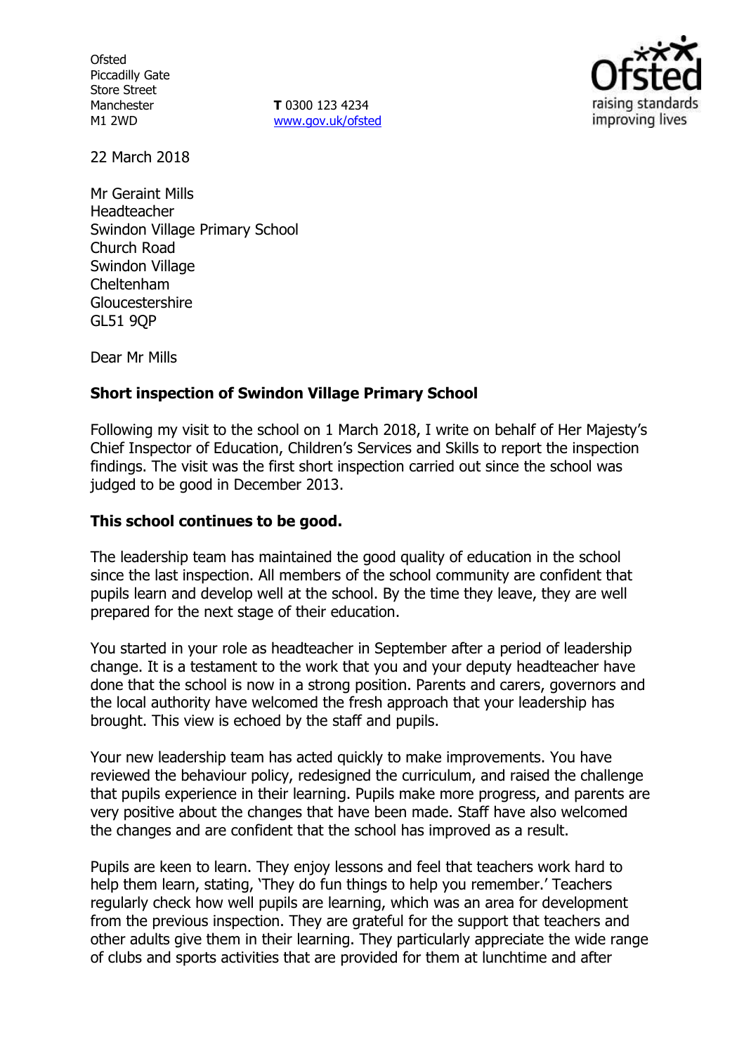Ofsted
Piccadilly Gate
Store Street
Manchester
M1 2WD

**T** 0300 123 4234
www.gov.uk/ofsted

22 March 2018

Mr Geraint Mills
Headteacher
Swindon Village Primary School
Church Road
Swindon Village
Cheltenham
Gloucestershire
GL51 9QP

Dear Mr Mills

**Short inspection of Swindon Village Primary School**

Following my visit to the school on 1 March 2018, I write on behalf of Her Majesty's Chief Inspector of Education, Children's Services and Skills to report the inspection findings. The visit was the first short inspection carried out since the school was judged to be good in December 2013.

**This school continues to be good.**

The leadership team has maintained the good quality of education in the school since the last inspection. All members of the school community are confident that pupils learn and develop well at the school. By the time they leave, they are well prepared for the next stage of their education.

You started in your role as headteacher in September after a period of leadership change. It is a testament to the work that you and your deputy headteacher have done that the school is now in a strong position. Parents and carers, governors and the local authority have welcomed the fresh approach that your leadership has brought. This view is echoed by the staff and pupils.

Your new leadership team has acted quickly to make improvements. You have reviewed the behaviour policy, redesigned the curriculum, and raised the challenge that pupils experience in their learning. Pupils make more progress, and parents are very positive about the changes that have been made. Staff have also welcomed the changes and are confident that the school has improved as a result.

Pupils are keen to learn. They enjoy lessons and feel that teachers work hard to help them learn, stating, 'They do fun things to help you remember.' Teachers regularly check how well pupils are learning, which was an area for development from the previous inspection. They are grateful for the support that teachers and other adults give them in their learning. They particularly appreciate the wide range of clubs and sports activities that are provided for them at lunchtime and after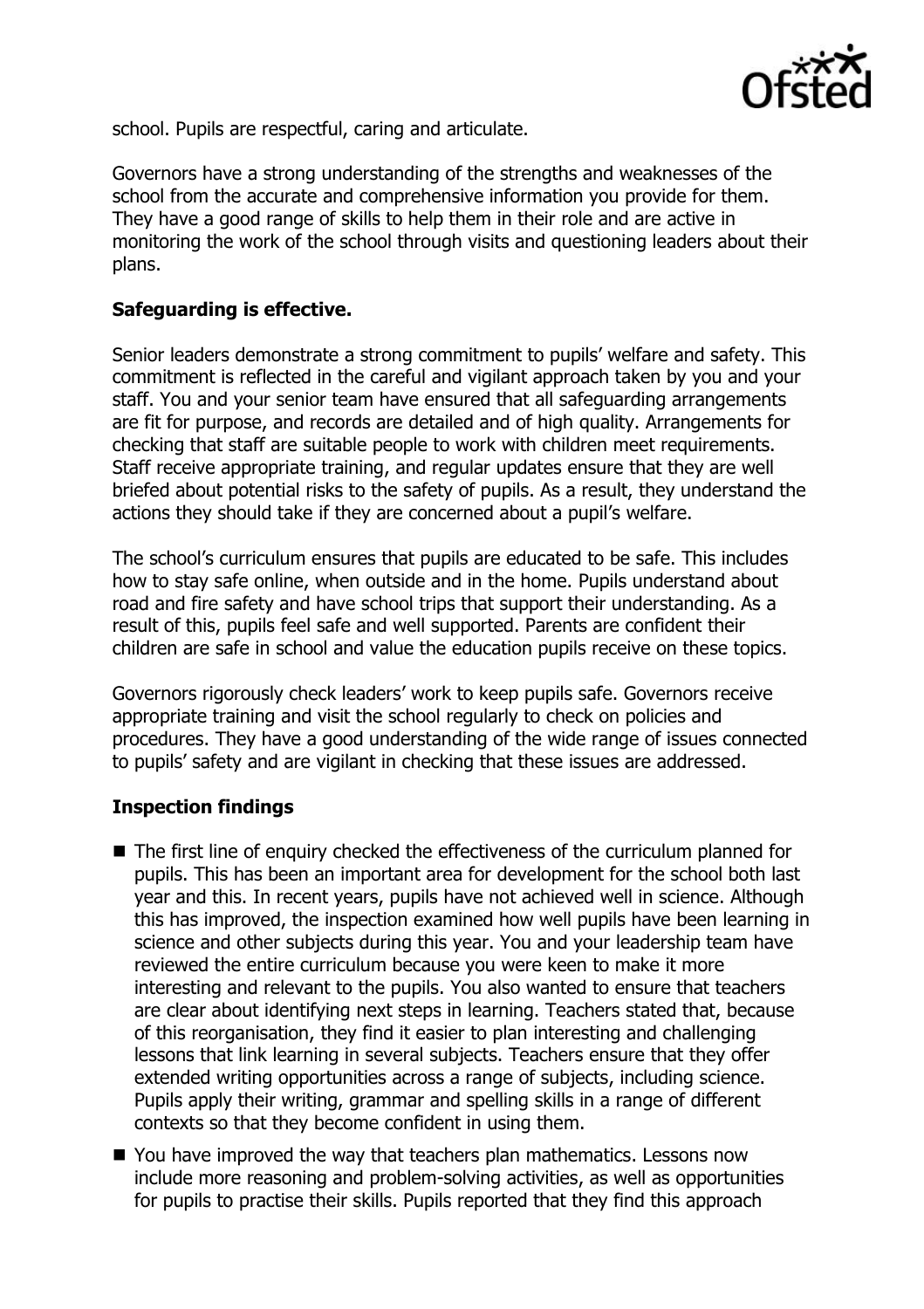school. Pupils are respectful, caring and articulate.

Governors have a strong understanding of the strengths and weaknesses of the school from the accurate and comprehensive information you provide for them. They have a good range of skills to help them in their role and are active in monitoring the work of the school through visits and questioning leaders about their plans.

**Safeguarding is effective.**

Senior leaders demonstrate a strong commitment to pupils' welfare and safety. This commitment is reflected in the careful and vigilant approach taken by you and your staff. You and your senior team have ensured that all safeguarding arrangements are fit for purpose, and records are detailed and of high quality. Arrangements for checking that staff are suitable people to work with children meet requirements. Staff receive appropriate training, and regular updates ensure that they are well briefed about potential risks to the safety of pupils. As a result, they understand the actions they should take if they are concerned about a pupil's welfare.

The school's curriculum ensures that pupils are educated to be safe. This includes how to stay safe online, when outside and in the home. Pupils understand about road and fire safety and have school trips that support their understanding. As a result of this, pupils feel safe and well supported. Parents are confident their children are safe in school and value the education pupils receive on these topics.

Governors rigorously check leaders' work to keep pupils safe. Governors receive appropriate training and visit the school regularly to check on policies and procedures. They have a good understanding of the wide range of issues connected to pupils' safety and are vigilant in checking that these issues are addressed.

**Inspection findings**

- The first line of enquiry checked the effectiveness of the curriculum planned for pupils. This has been an important area for development for the school both last year and this. In recent years, pupils have not achieved well in science. Although this has improved, the inspection examined how well pupils have been learning in science and other subjects during this year. You and your leadership team have reviewed the entire curriculum because you were keen to make it more interesting and relevant to the pupils. You also wanted to ensure that teachers are clear about identifying next steps in learning. Teachers stated that, because of this reorganisation, they find it easier to plan interesting and challenging lessons that link learning in several subjects. Teachers ensure that they offer extended writing opportunities across a range of subjects, including science. Pupils apply their writing, grammar and spelling skills in a range of different contexts so that they become confident in using them.
- You have improved the way that teachers plan mathematics. Lessons now include more reasoning and problem-solving activities, as well as opportunities for pupils to practise their skills. Pupils reported that they find this approach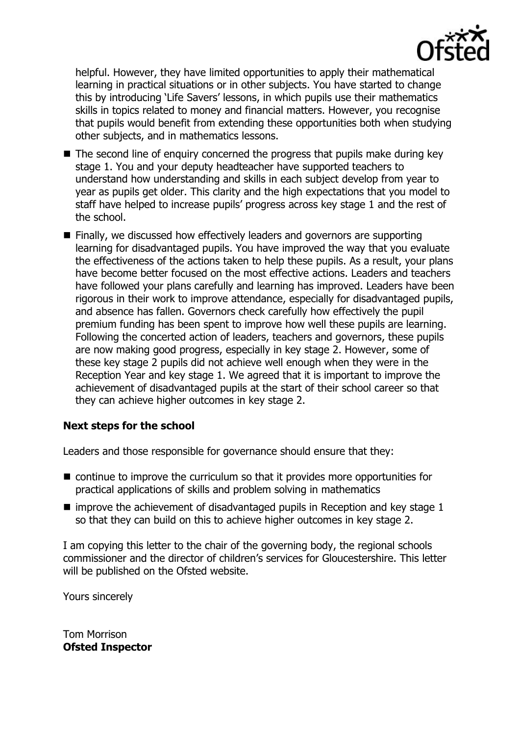helpful. However, they have limited opportunities to apply their mathematical learning in practical situations or in other subjects. You have started to change this by introducing 'Life Savers' lessons, in which pupils use their mathematics skills in topics related to money and financial matters. However, you recognise that pupils would benefit from extending these opportunities both when studying other subjects, and in mathematics lessons.

- The second line of enquiry concerned the progress that pupils make during key stage 1. You and your deputy headteacher have supported teachers to understand how understanding and skills in each subject develop from year to year as pupils get older. This clarity and the high expectations that you model to staff have helped to increase pupils' progress across key stage 1 and the rest of the school.
- Finally, we discussed how effectively leaders and governors are supporting learning for disadvantaged pupils. You have improved the way that you evaluate the effectiveness of the actions taken to help these pupils. As a result, your plans have become better focused on the most effective actions. Leaders and teachers have followed your plans carefully and learning has improved. Leaders have been rigorous in their work to improve attendance, especially for disadvantaged pupils, and absence has fallen. Governors check carefully how effectively the pupil premium funding has been spent to improve how well these pupils are learning. Following the concerted action of leaders, teachers and governors, these pupils are now making good progress, especially in key stage 2. However, some of these key stage 2 pupils did not achieve well enough when they were in the Reception Year and key stage 1. We agreed that it is important to improve the achievement of disadvantaged pupils at the start of their school career so that they can achieve higher outcomes in key stage 2.

### Next steps for the school

Leaders and those responsible for governance should ensure that they:

- continue to improve the curriculum so that it provides more opportunities for practical applications of skills and problem solving in mathematics
- improve the achievement of disadvantaged pupils in Reception and key stage 1 so that they can build on this to achieve higher outcomes in key stage 2.

I am copying this letter to the chair of the governing body, the regional schools commissioner and the director of children's services for Gloucestershire. This letter will be published on the Ofsted website.

Yours sincerely

Tom Morrison
**Ofsted Inspector**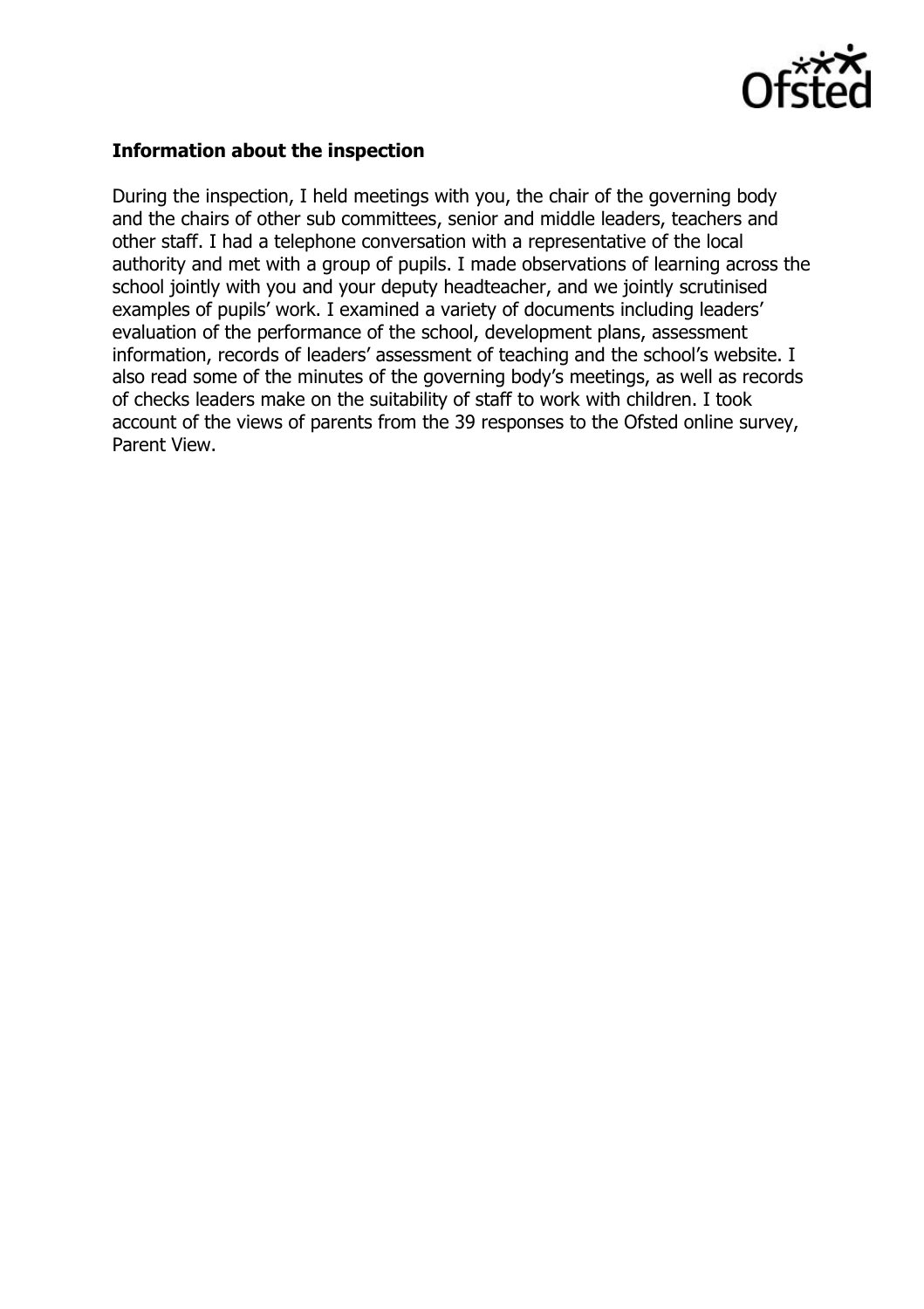**Information about the inspection**

During the inspection, I held meetings with you, the chair of the governing body and the chairs of other sub committees, senior and middle leaders, teachers and other staff. I had a telephone conversation with a representative of the local authority and met with a group of pupils. I made observations of learning across the school jointly with you and your deputy headteacher, and we jointly scrutinised examples of pupils' work. I examined a variety of documents including leaders' evaluation of the performance of the school, development plans, assessment information, records of leaders' assessment of teaching and the school's website. I also read some of the minutes of the governing body's meetings, as well as records of checks leaders make on the suitability of staff to work with children. I took account of the views of parents from the 39 responses to the Ofsted online survey, Parent View.